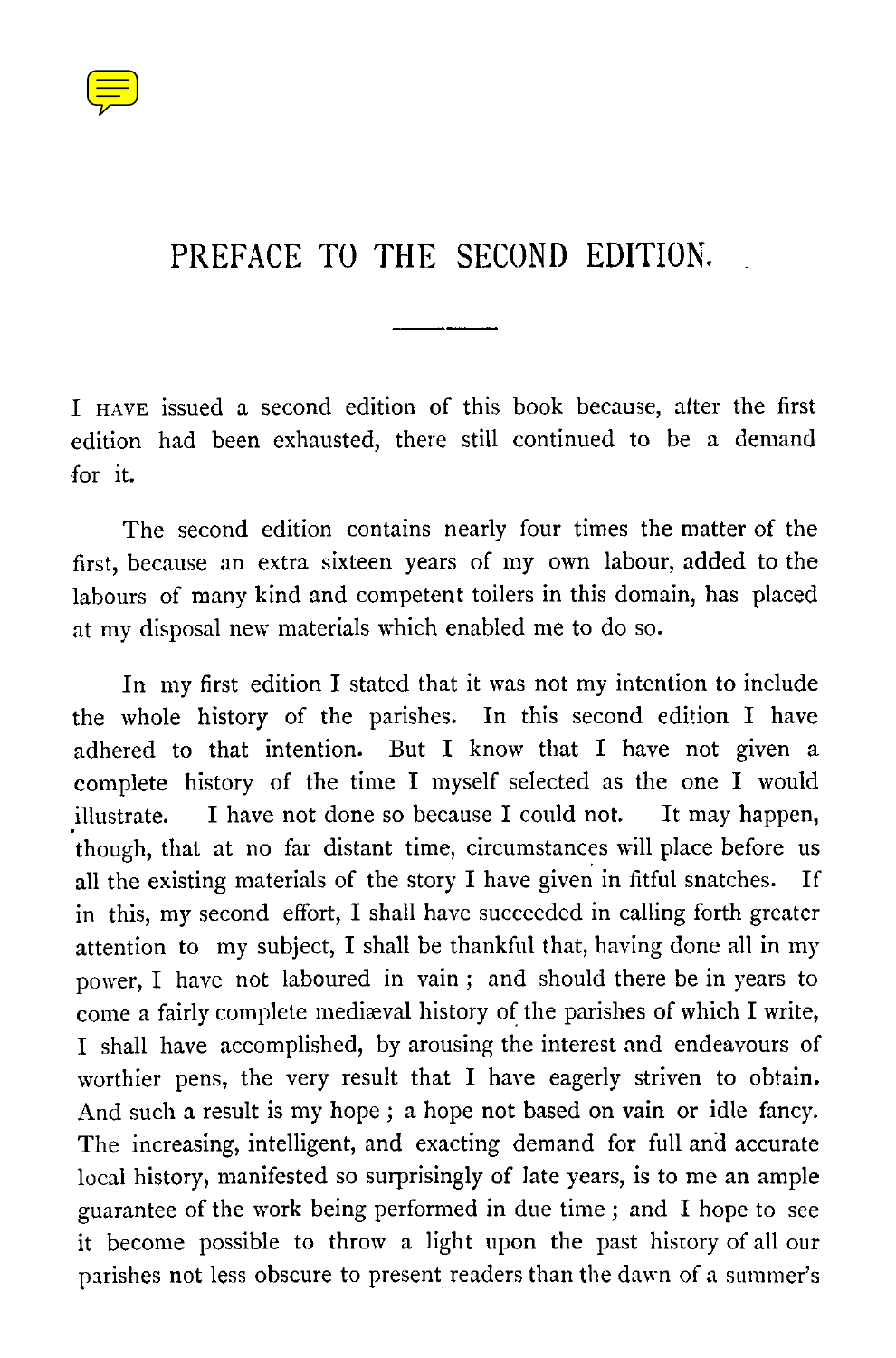# PREFACE TO THE SECOND EDITION.

I HAVE issued a second edition of this book because, after the first edition had been exhausted, there still continued to be a demand for it.

The second edition contains nearly four times the matter of the first, because an extra sixteen years of my own labour, added to the labours of many kind and competent toilers in this domain, has placed at my disposal new materials which enabled me to do so.

In my first edition I stated that it was not my intention to include the whole history of the parishes. In this second edition I have adhered to that intention. But I know that I have not given a complete history of the time I myself selected as the one I would illustrate. I have not done so because I could not. It may happen, though, that at no far distant time, circumstances will place before us all the existing materials of the story I have given in fitful snatches. If in this, my second effort, I shall have succeeded in calling forth greater attention to my subject, I shall be thankful that, having done all in my power, I have not laboured in vain; and should there be in years to come a fairly complete mediæval history of the parishes of which I write, I shall have accomplished, by arousing the interest and endeavours of worthier pens, the very result that I have eagerly striven to obtain. And such a result is my hope; a hope not based on vain or idle fancy. The increasing, intelligent, and exacting demand for full and accurate local history, manifested so surprisingly of late years, is to me an ample guarantee of the work being performed in due time; and I hope to see it become possible to throw a light upon the past history of all our parishes not less obscure to present readers than the dawn of a summer's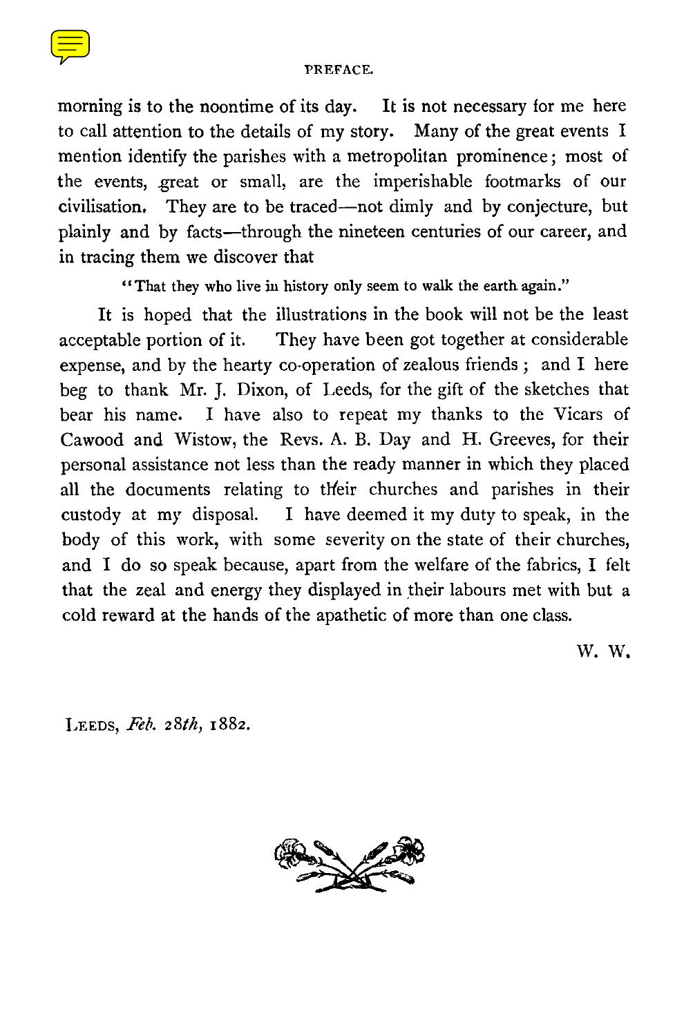morning is to the noontime of its day. It is not necessary for me here to call attention to the details of my story. Many of the great events I mention identify the parishes with a metropolitan prominence; most of the events, great or small, are the imperishable footmarks of our civilisation. They are to be traced—not dimly and by conjecture, but plainly and by facts—through the nineteen centuries of our career, and in tracing them we discover that

"That they who live in history only seem to walk the earth again."

It is hoped that the illustrations in the book will not be the least acceptable portion of it. They have been got together at considerable expense, and by the hearty co-operation of zealous friends; and I here beg to thank Mr. J. Dixon, of Leeds, for the gift of the sketches that bear his name. I have also to repeat my thanks to the Vicars of Cawood and Wistow, the Revs. A. B. Day and H. Greeves, for their personal assistance not less than the ready manner in which they placed all the documents relating to their churches and parishes in their custody at my disposal. I have deemed it my duty to speak, in the body of this work, with some severity on the state of their churches, and I do so speak because, apart from the welfare of the fabrics, I felt that the zeal and energy they displayed in their labours met with but a cold reward at the hands of the apathetic of more than one class.

W. W.

LEEDS, *Feb. 28th*, 1882.